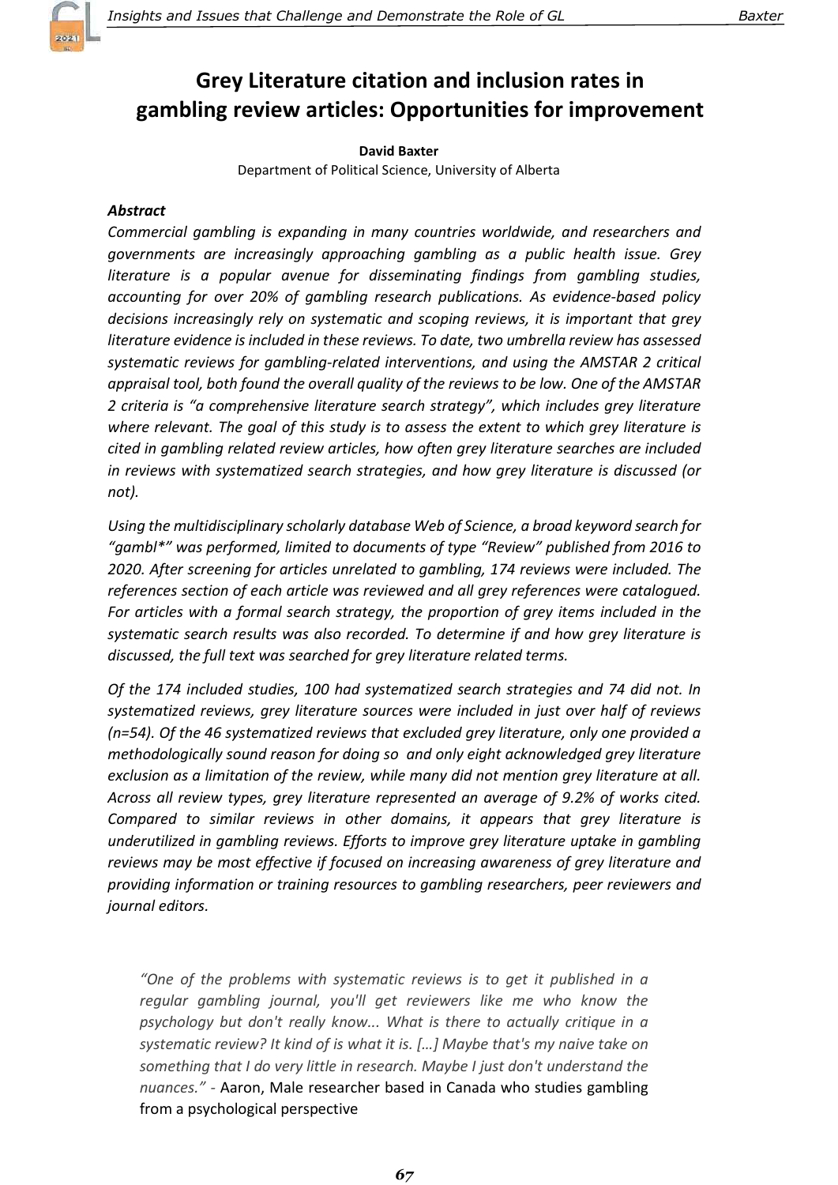# Grey Literature citation and inclusion rates in gambling review articles: Opportunities for improvement

**David Baxter**

Department of Political Science, University of Alberta

### *Abstract*

*Commercial gambling is expanding in many countries worldwide, and researchers and governments are increasingly approaching gambling as a public health issue. Grey literature is a popular avenue for disseminating findings from gambling studies, accounting for over 20% of gambling research publications. As evidence-based policy decisions increasingly rely on systematic and scoping reviews, it is important that grey literature evidence is included in these reviews. To date, two umbrella review has assessed systematic reviews for gambling-related interventions, and using the AMSTAR 2 critical appraisal tool, both found the overall quality of the reviews to be low. One of the AMSTAR 2 criteria is "a comprehensive literature search strategy", which includes grey literature where relevant. The goal of this study is to assess the extent to which grey literature is cited in gambling related review articles, how often grey literature searches are included in reviews with systematized search strategies, and how grey literature is discussed (or not).*

*Using the multidisciplinary scholarly database Web of Science, a broad keyword search for "gambl*" was performed, limited to documents of type "Review" published from 2016 to 2020. After screening for articles unrelated to gambling, 174 reviews were included. The references section of each article was reviewed and all grey references were catalogued. For articles with a formal search strategy, the proportion of grey items included in the systematic search results was also recorded. To determine if and how grey literature is discussed, the full text was searched for grey literature related terms.*

*Of the 174 included studies, 100 had systematized search strategies and 74 did not. In systematized reviews, grey literature sources were included in just over half of reviews (n=54). Of the 46 systematized reviews that excluded grey literature, only one provided a methodologically sound reason for doing so and only eight acknowledged grey literature exclusion as a limitation of the review, while many did not mention grey literature at all. Across all review types, grey literature represented an average of 9.2% of works cited. Compared to similar reviews in other domains, it appears that grey literature is underutilized in gambling reviews. Efforts to improve grey literature uptake in gambling reviews may be most effective if focused on increasing awareness of grey literature and providing information or training resources to gambling researchers, peer reviewers and journal editors.*

> *"One of the problems with systematic reviews is to get it published in a regular gambling journal, you'll get reviewers like me who know the psychology but don't really know... What is there to actually critique in a systematic review? It kind of is what it is. […] Maybe that's my naive take on something that I do very little in research. Maybe I just don't understand the nuances."* - Aaron, Male researcher based in Canada who studies gambling from a psychological perspective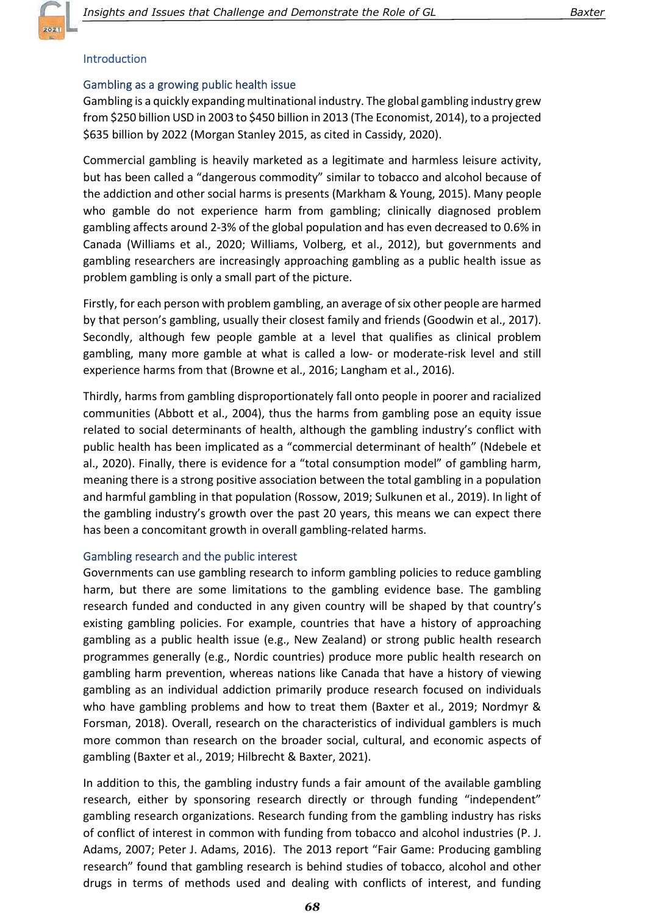## Introduction

### Gambling as a growing public health issue

Gambling is a quickly expanding multinational industry. The global gambling industry grew from $250 billion USD in 2003 to $450 billion in 2013 (The Economist, 2014), to a projected $635 billion by 2022 (Morgan Stanley 2015, as cited in Cassidy, 2020).

Commercial gambling is heavily marketed as a legitimate and harmless leisure activity, but has been called a "dangerous commodity" similar to tobacco and alcohol because of the addiction and other social harms is presents (Markham & Young, 2015). Many people who gamble do not experience harm from gambling; clinically diagnosed problem gambling affects around 2-3% of the global population and has even decreased to 0.6% in Canada (Williams et al., 2020; Williams, Volberg, et al., 2012), but governments and gambling researchers are increasingly approaching gambling as a public health issue as problem gambling is only a small part of the picture.

Firstly, for each person with problem gambling, an average of six other people are harmed by that person's gambling, usually their closest family and friends (Goodwin et al., 2017). Secondly, although few people gamble at a level that qualifies as clinical problem gambling, many more gamble at what is called a low- or moderate-risk level and still experience harms from that (Browne et al., 2016; Langham et al., 2016).

Thirdly, harms from gambling disproportionately fall onto people in poorer and racialized communities (Abbott et al., 2004), thus the harms from gambling pose an equity issue related to social determinants of health, although the gambling industry's conflict with public health has been implicated as a "commercial determinant of health" (Ndebele et al., 2020). Finally, there is evidence for a "total consumption model" of gambling harm, meaning there is a strong positive association between the total gambling in a population and harmful gambling in that population (Rossow, 2019; Sulkunen et al., 2019). In light of the gambling industry's growth over the past 20 years, this means we can expect there has been a concomitant growth in overall gambling-related harms.

### Gambling research and the public interest

Governments can use gambling research to inform gambling policies to reduce gambling harm, but there are some limitations to the gambling evidence base. The gambling research funded and conducted in any given country will be shaped by that country's existing gambling policies. For example, countries that have a history of approaching gambling as a public health issue (e.g., New Zealand) or strong public health research programmes generally (e.g., Nordic countries) produce more public health research on gambling harm prevention, whereas nations like Canada that have a history of viewing gambling as an individual addiction primarily produce research focused on individuals who have gambling problems and how to treat them (Baxter et al., 2019; Nordmyr & Forsman, 2018). Overall, research on the characteristics of individual gamblers is much more common than research on the broader social, cultural, and economic aspects of gambling (Baxter et al., 2019; Hilbrecht & Baxter, 2021).

In addition to this, the gambling industry funds a fair amount of the available gambling research, either by sponsoring research directly or through funding "independent" gambling research organizations. Research funding from the gambling industry has risks of conflict of interest in common with funding from tobacco and alcohol industries (P. J. Adams, 2007; Peter J. Adams, 2016). The 2013 report "Fair Game: Producing gambling research" found that gambling research is behind studies of tobacco, alcohol and other drugs in terms of methods used and dealing with conflicts of interest, and funding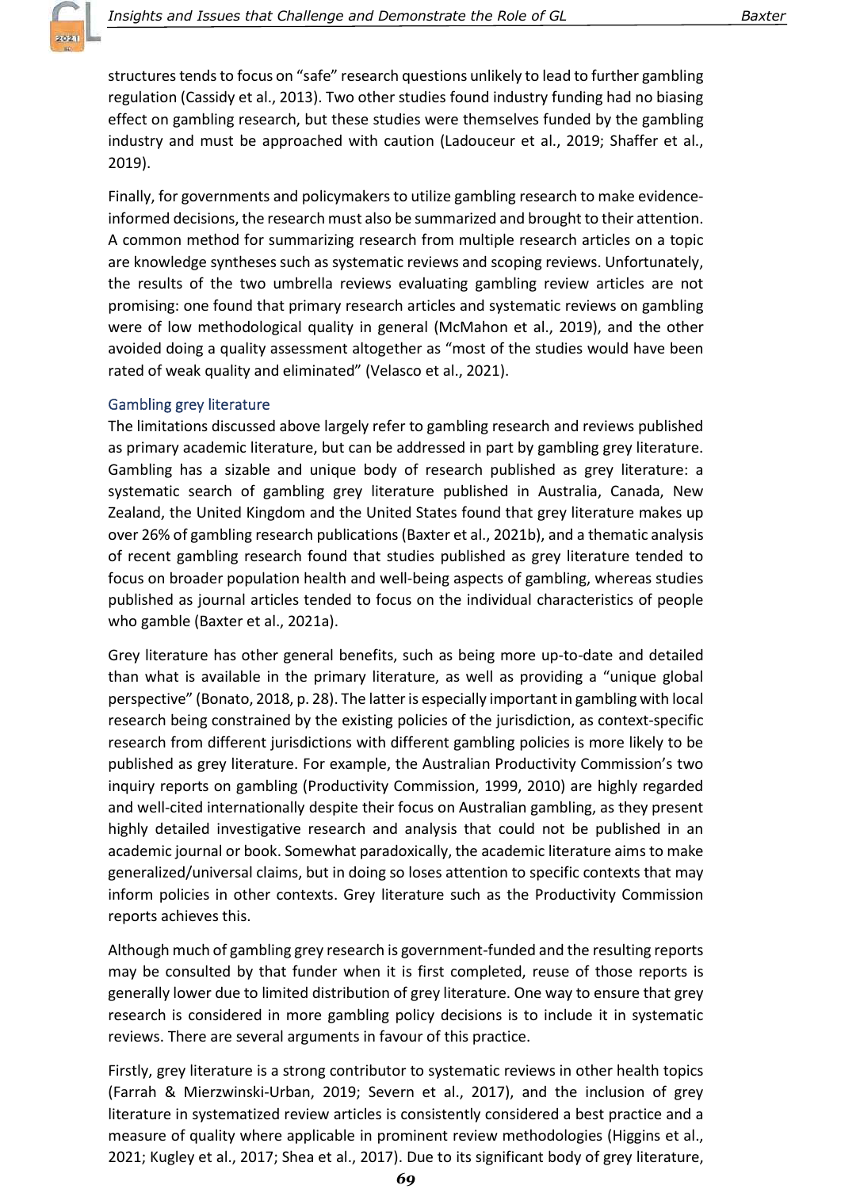structures tends to focus on "safe" research questions unlikely to lead to further gambling regulation (Cassidy et al., 2013). Two other studies found industry funding had no biasing effect on gambling research, but these studies were themselves funded by the gambling industry and must be approached with caution (Ladouceur et al., 2019; Shaffer et al., 2019).

Finally, for governments and policymakers to utilize gambling research to make evidence-informed decisions, the research must also be summarized and brought to their attention. A common method for summarizing research from multiple research articles on a topic are knowledge syntheses such as systematic reviews and scoping reviews. Unfortunately, the results of the two umbrella reviews evaluating gambling review articles are not promising: one found that primary research articles and systematic reviews on gambling were of low methodological quality in general (McMahon et al., 2019), and the other avoided doing a quality assessment altogether as "most of the studies would have been rated of weak quality and eliminated" (Velasco et al., 2021).

## Gambling grey literature

The limitations discussed above largely refer to gambling research and reviews published as primary academic literature, but can be addressed in part by gambling grey literature. Gambling has a sizable and unique body of research published as grey literature: a systematic search of gambling grey literature published in Australia, Canada, New Zealand, the United Kingdom and the United States found that grey literature makes up over 26% of gambling research publications (Baxter et al., 2021b), and a thematic analysis of recent gambling research found that studies published as grey literature tended to focus on broader population health and well-being aspects of gambling, whereas studies published as journal articles tended to focus on the individual characteristics of people who gamble (Baxter et al., 2021a).

Grey literature has other general benefits, such as being more up-to-date and detailed than what is available in the primary literature, as well as providing a "unique global perspective" (Bonato, 2018, p. 28). The latter is especially important in gambling with local research being constrained by the existing policies of the jurisdiction, as context-specific research from different jurisdictions with different gambling policies is more likely to be published as grey literature. For example, the Australian Productivity Commission's two inquiry reports on gambling (Productivity Commission, 1999, 2010) are highly regarded and well-cited internationally despite their focus on Australian gambling, as they present highly detailed investigative research and analysis that could not be published in an academic journal or book. Somewhat paradoxically, the academic literature aims to make generalized/universal claims, but in doing so loses attention to specific contexts that may inform policies in other contexts. Grey literature such as the Productivity Commission reports achieves this.

Although much of gambling grey research is government-funded and the resulting reports may be consulted by that funder when it is first completed, reuse of those reports is generally lower due to limited distribution of grey literature. One way to ensure that grey research is considered in more gambling policy decisions is to include it in systematic reviews. There are several arguments in favour of this practice.

Firstly, grey literature is a strong contributor to systematic reviews in other health topics (Farrah & Mierzwinski-Urban, 2019; Severn et al., 2017), and the inclusion of grey literature in systematized review articles is consistently considered a best practice and a measure of quality where applicable in prominent review methodologies (Higgins et al., 2021; Kugley et al., 2017; Shea et al., 2017). Due to its significant body of grey literature,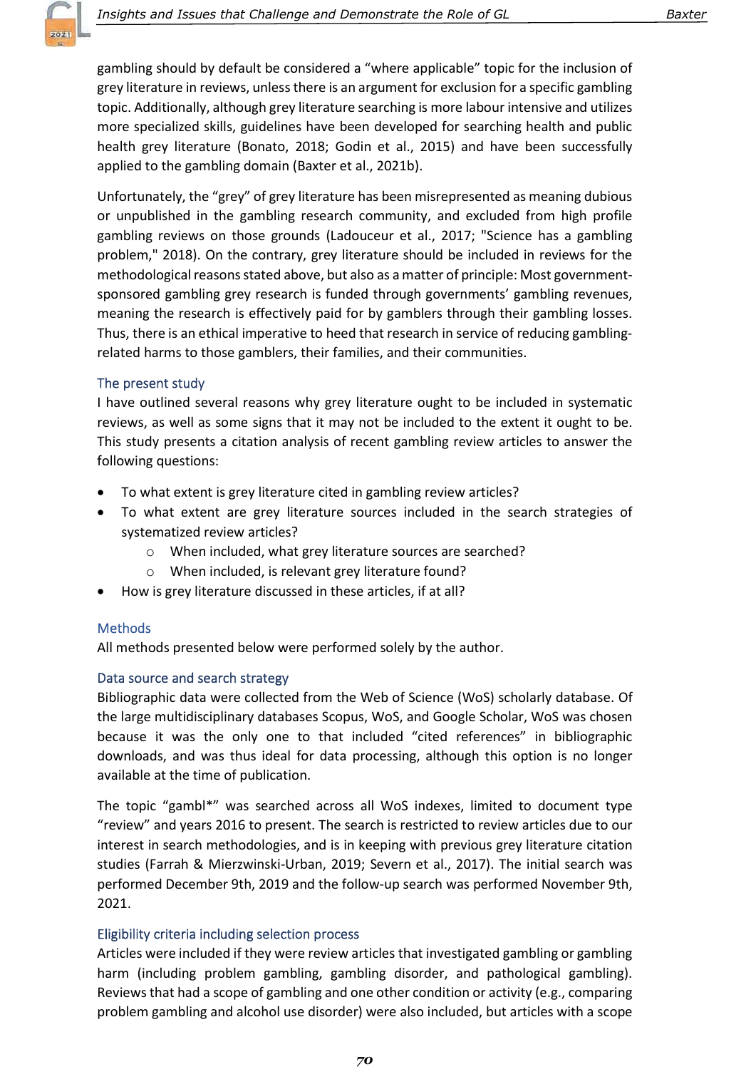gambling should by default be considered a "where applicable" topic for the inclusion of grey literature in reviews, unless there is an argument for exclusion for a specific gambling topic. Additionally, although grey literature searching is more labour intensive and utilizes more specialized skills, guidelines have been developed for searching health and public health grey literature (Bonato, 2018; Godin et al., 2015) and have been successfully applied to the gambling domain (Baxter et al., 2021b).

Unfortunately, the "grey" of grey literature has been misrepresented as meaning dubious or unpublished in the gambling research community, and excluded from high profile gambling reviews on those grounds (Ladouceur et al., 2017; "Science has a gambling problem," 2018). On the contrary, grey literature should be included in reviews for the methodological reasons stated above, but also as a matter of principle: Most government-sponsored gambling grey research is funded through governments' gambling revenues, meaning the research is effectively paid for by gamblers through their gambling losses. Thus, there is an ethical imperative to heed that research in service of reducing gambling-related harms to those gamblers, their families, and their communities.

## The present study

I have outlined several reasons why grey literature ought to be included in systematic reviews, as well as some signs that it may not be included to the extent it ought to be. This study presents a citation analysis of recent gambling review articles to answer the following questions:

- To what extent is grey literature cited in gambling review articles?
- To what extent are grey literature sources included in the search strategies of systematized review articles?
  - When included, what grey literature sources are searched?
  - When included, is relevant grey literature found?
- How is grey literature discussed in these articles, if at all?

## Methods

All methods presented below were performed solely by the author.

### Data source and search strategy

Bibliographic data were collected from the Web of Science (WoS) scholarly database. Of the large multidisciplinary databases Scopus, WoS, and Google Scholar, WoS was chosen because it was the only one to that included "cited references" in bibliographic downloads, and was thus ideal for data processing, although this option is no longer available at the time of publication.

The topic "gambl*" was searched across all WoS indexes, limited to document type "review" and years 2016 to present. The search is restricted to review articles due to our interest in search methodologies, and is in keeping with previous grey literature citation studies (Farrah & Mierzwinski-Urban, 2019; Severn et al., 2017). The initial search was performed December 9th, 2019 and the follow-up search was performed November 9th, 2021.

### Eligibility criteria including selection process

Articles were included if they were review articles that investigated gambling or gambling harm (including problem gambling, gambling disorder, and pathological gambling). Reviews that had a scope of gambling and one other condition or activity (e.g., comparing problem gambling and alcohol use disorder) were also included, but articles with a scope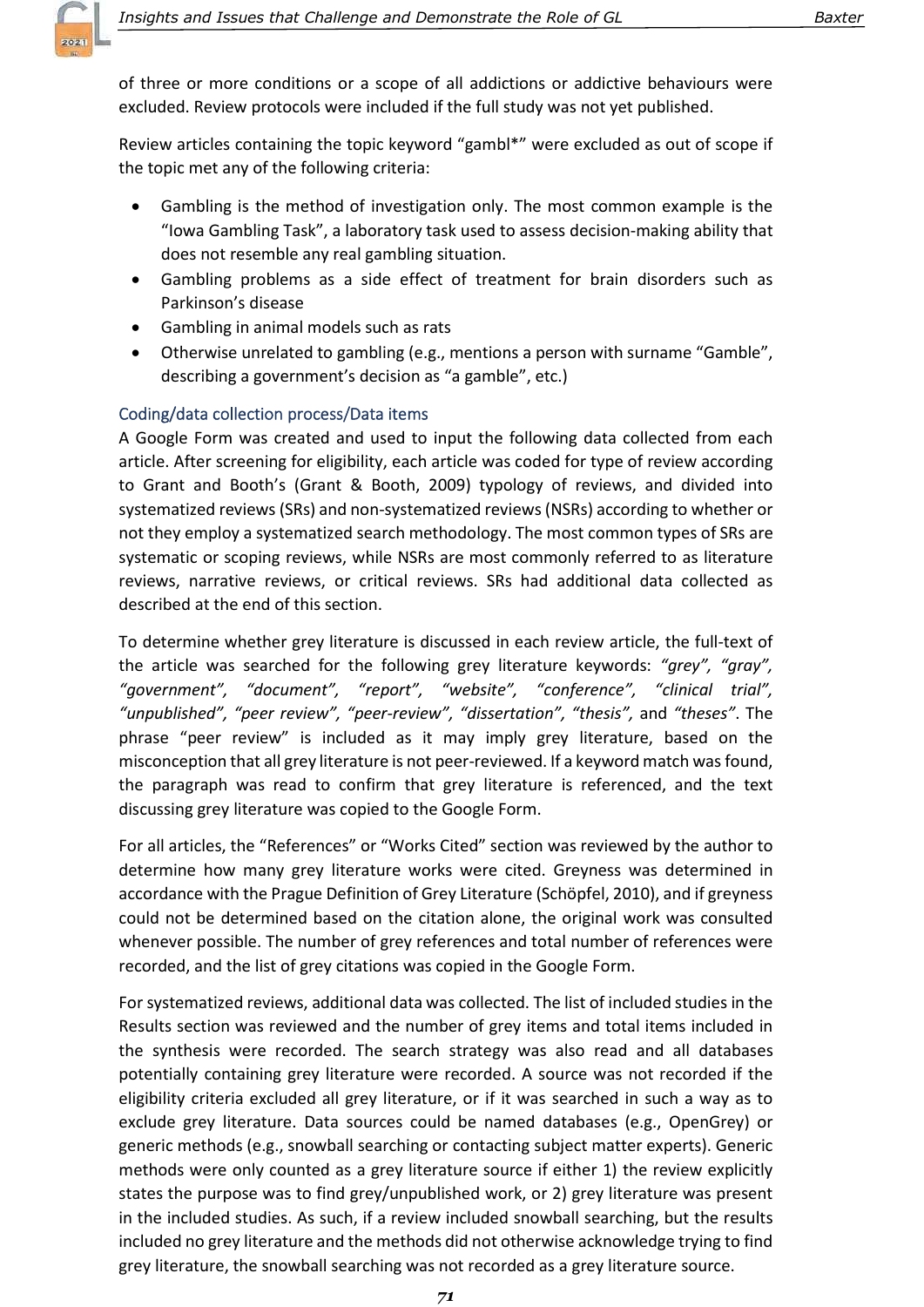of three or more conditions or a scope of all addictions or addictive behaviours were excluded. Review protocols were included if the full study was not yet published.

Review articles containing the topic keyword “gambl*” were excluded as out of scope if the topic met any of the following criteria:

- Gambling is the method of investigation only. The most common example is the “Iowa Gambling Task”, a laboratory task used to assess decision-making ability that does not resemble any real gambling situation.
- Gambling problems as a side effect of treatment for brain disorders such as Parkinson’s disease
- Gambling in animal models such as rats
- Otherwise unrelated to gambling (e.g., mentions a person with surname “Gamble”, describing a government’s decision as “a gamble”, etc.)

### Coding/data collection process/Data items

A Google Form was created and used to input the following data collected from each article. After screening for eligibility, each article was coded for type of review according to Grant and Booth’s (Grant & Booth, 2009) typology of reviews, and divided into systematized reviews (SRs) and non-systematized reviews (NSRs) according to whether or not they employ a systematized search methodology. The most common types of SRs are systematic or scoping reviews, while NSRs are most commonly referred to as literature reviews, narrative reviews, or critical reviews. SRs had additional data collected as described at the end of this section.

To determine whether grey literature is discussed in each review article, the full-text of the article was searched for the following grey literature keywords: *“grey”, “gray”, “government”, “document”, “report”, “website”, “conference”, “clinical trial”, “unpublished”, “peer review”, “peer-review”, “dissertation”, “thesis”,* and *“theses”*. The phrase “peer review” is included as it may imply grey literature, based on the misconception that all grey literature is not peer-reviewed. If a keyword match was found, the paragraph was read to confirm that grey literature is referenced, and the text discussing grey literature was copied to the Google Form.

For all articles, the “References” or “Works Cited” section was reviewed by the author to determine how many grey literature works were cited. Greyness was determined in accordance with the Prague Definition of Grey Literature (Schöpfel, 2010), and if greyness could not be determined based on the citation alone, the original work was consulted whenever possible. The number of grey references and total number of references were recorded, and the list of grey citations was copied in the Google Form.

For systematized reviews, additional data was collected. The list of included studies in the Results section was reviewed and the number of grey items and total items included in the synthesis were recorded. The search strategy was also read and all databases potentially containing grey literature were recorded. A source was not recorded if the eligibility criteria excluded all grey literature, or if it was searched in such a way as to exclude grey literature. Data sources could be named databases (e.g., OpenGrey) or generic methods (e.g., snowball searching or contacting subject matter experts). Generic methods were only counted as a grey literature source if either 1) the review explicitly states the purpose was to find grey/unpublished work, or 2) grey literature was present in the included studies. As such, if a review included snowball searching, but the results included no grey literature and the methods did not otherwise acknowledge trying to find grey literature, the snowball searching was not recorded as a grey literature source.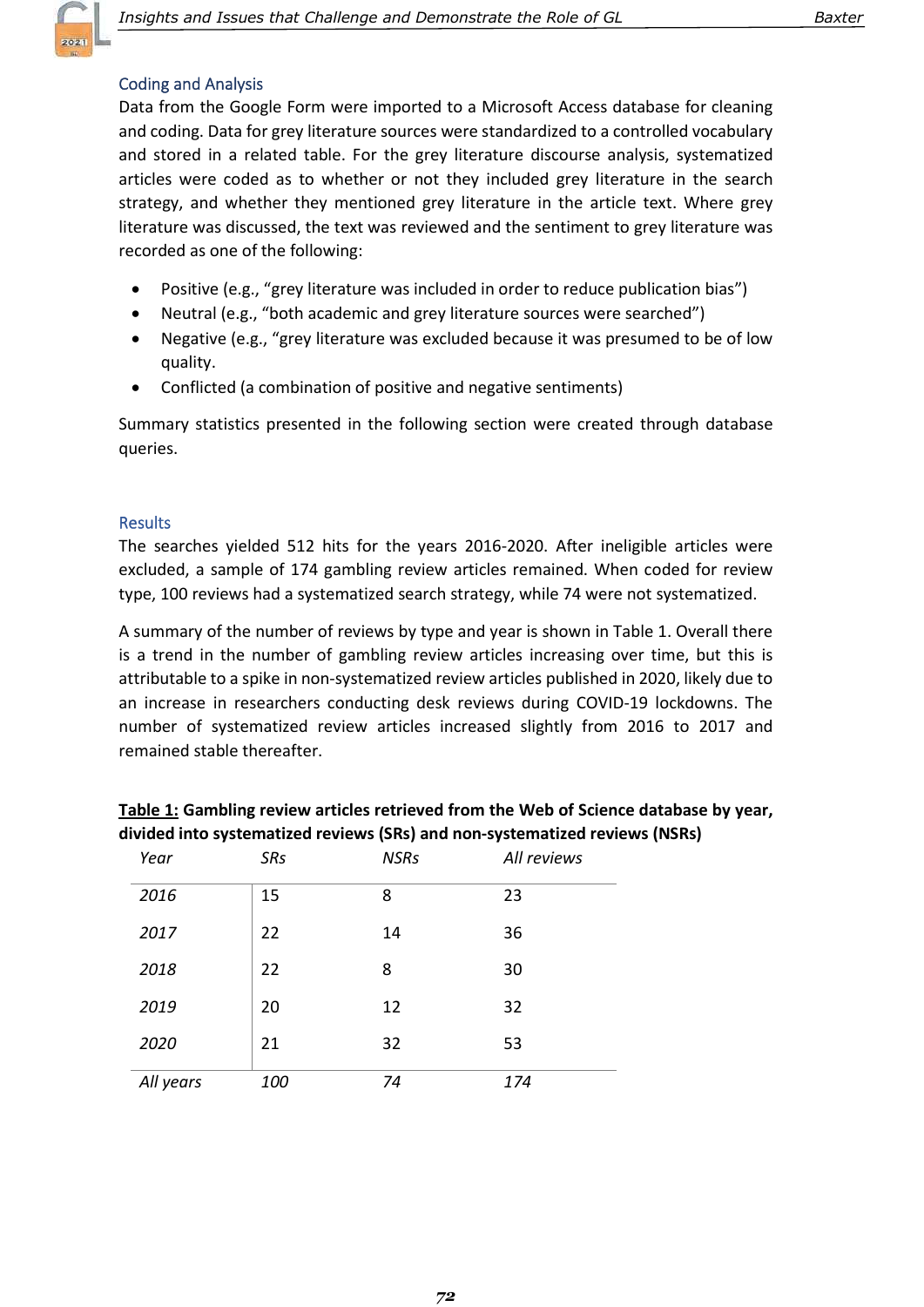## Coding and Analysis

Data from the Google Form were imported to a Microsoft Access database for cleaning and coding. Data for grey literature sources were standardized to a controlled vocabulary and stored in a related table. For the grey literature discourse analysis, systematized articles were coded as to whether or not they included grey literature in the search strategy, and whether they mentioned grey literature in the article text. Where grey literature was discussed, the text was reviewed and the sentiment to grey literature was recorded as one of the following:

- Positive (e.g., "grey literature was included in order to reduce publication bias")
- Neutral (e.g., "both academic and grey literature sources were searched")
- Negative (e.g., "grey literature was excluded because it was presumed to be of low quality.
- Conflicted (a combination of positive and negative sentiments)

Summary statistics presented in the following section were created through database queries.

## Results

The searches yielded 512 hits for the years 2016-2020. After ineligible articles were excluded, a sample of 174 gambling review articles remained. When coded for review type, 100 reviews had a systematized search strategy, while 74 were not systematized.

A summary of the number of reviews by type and year is shown in Table 1. Overall there is a trend in the number of gambling review articles increasing over time, but this is attributable to a spike in non-systematized review articles published in 2020, likely due to an increase in researchers conducting desk reviews during COVID-19 lockdowns. The number of systematized review articles increased slightly from 2016 to 2017 and remained stable thereafter.

**Table 1: Gambling review articles retrieved from the Web of Science database by year, divided into systematized reviews (SRs) and non-systematized reviews (NSRs)**

| *Year* | *SRs* | *NSRs* | *All reviews* |
|---|---|---|---|
| *2016* | 15 | 8 | 23 |
| *2017* | 22 | 14 | 36 |
| *2018* | 22 | 8 | 30 |
| *2019* | 20 | 12 | 32 |
| *2020* | 21 | 32 | 53 |
| *All years* | *100* | *74* | *174* |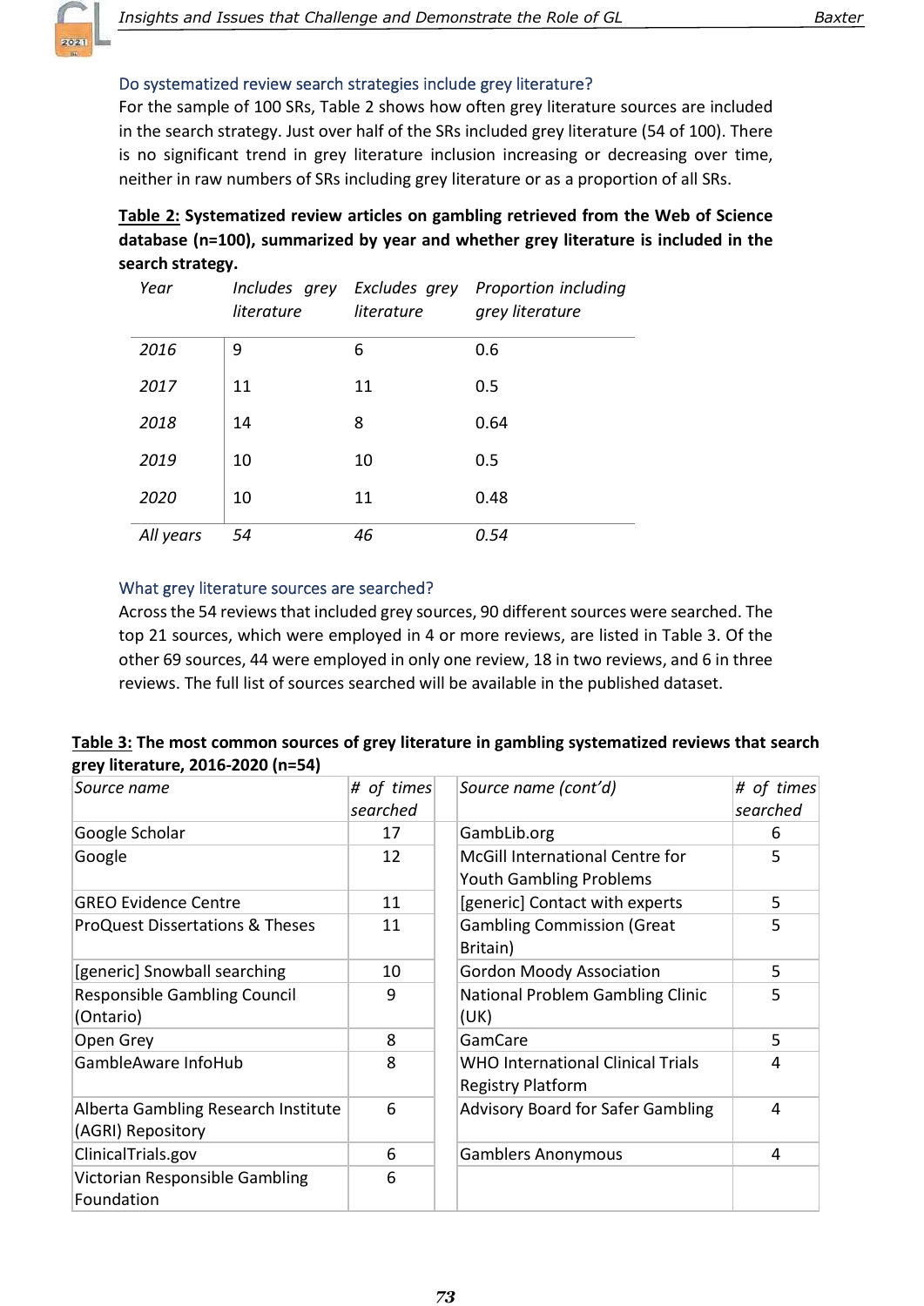### Do systematized review search strategies include grey literature?

For the sample of 100 SRs, Table 2 shows how often grey literature sources are included in the search strategy. Just over half of the SRs included grey literature (54 of 100). There is no significant trend in grey literature inclusion increasing or decreasing over time, neither in raw numbers of SRs including grey literature or as a proportion of all SRs.

**Table 2: Systematized review articles on gambling retrieved from the Web of Science database (n=100), summarized by year and whether grey literature is included in the search strategy.**

| *Year* | *Includes grey literature* | *Excludes grey literature* | *Proportion including grey literature* |
|---|---|---|---|
| *2016* | 9 | 6 | 0.6 |
| *2017* | 11 | 11 | 0.5 |
| *2018* | 14 | 8 | 0.64 |
| *2019* | 10 | 10 | 0.5 |
| *2020* | 10 | 11 | 0.48 |
| *All years* | *54* | *46* | *0.54* |

### What grey literature sources are searched?

Across the 54 reviews that included grey sources, 90 different sources were searched. The top 21 sources, which were employed in 4 or more reviews, are listed in Table 3. Of the other 69 sources, 44 were employed in only one review, 18 in two reviews, and 6 in three reviews. The full list of sources searched will be available in the published dataset.

**Table 3: The most common sources of grey literature in gambling systematized reviews that search grey literature, 2016-2020 (n=54)**

| *Source name* | *# of times searched* | | *Source name (cont'd)* | *# of times searched* |
|---|---|---|---|---|
| Google Scholar | 17 | | GambLib.org | 6 |
| Google | 12 | | McGill International Centre for Youth Gambling Problems | 5 |
| GREO Evidence Centre | 11 | | [generic] Contact with experts | 5 |
| ProQuest Dissertations & Theses | 11 | | Gambling Commission (Great Britain) | 5 |
| [generic] Snowball searching | 10 | | Gordon Moody Association | 5 |
| Responsible Gambling Council (Ontario) | 9 | | National Problem Gambling Clinic (UK) | 5 |
| Open Grey | 8 | | GamCare | 5 |
| GambleAware InfoHub | 8 | | WHO International Clinical Trials Registry Platform | 4 |
| Alberta Gambling Research Institute (AGRI) Repository | 6 | | Advisory Board for Safer Gambling | 4 |
| ClinicalTrials.gov | 6 | | Gamblers Anonymous | 4 |
| Victorian Responsible Gambling Foundation | 6 | | | |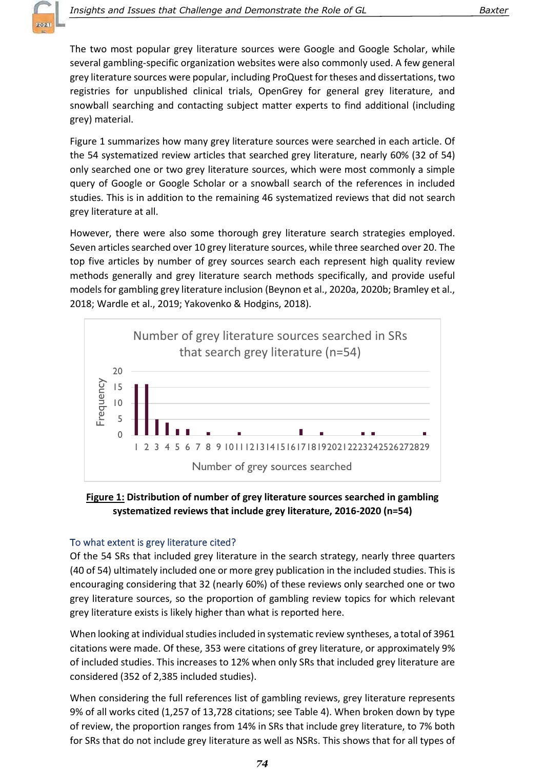The two most popular grey literature sources were Google and Google Scholar, while several gambling-specific organization websites were also commonly used. A few general grey literature sources were popular, including ProQuest for theses and dissertations, two registries for unpublished clinical trials, OpenGrey for general grey literature, and snowball searching and contacting subject matter experts to find additional (including grey) material.

Figure 1 summarizes how many grey literature sources were searched in each article. Of the 54 systematized review articles that searched grey literature, nearly 60% (32 of 54) only searched one or two grey literature sources, which were most commonly a simple query of Google or Google Scholar or a snowball search of the references in included studies. This is in addition to the remaining 46 systematized reviews that did not search grey literature at all.

However, there were also some thorough grey literature search strategies employed. Seven articles searched over 10 grey literature sources, while three searched over 20. The top five articles by number of grey sources search each represent high quality review methods generally and grey literature search methods specifically, and provide useful models for gambling grey literature inclusion (Beynon et al., 2020a, 2020b; Bramley et al., 2018; Wardle et al., 2019; Yakovenko & Hodgins, 2018).

**Figure 1:** Distribution of number of grey literature sources searched in gambling systematized reviews that include grey literature, 2016-2020 (n=54)

### To what extent is grey literature cited?

Of the 54 SRs that included grey literature in the search strategy, nearly three quarters (40 of 54) ultimately included one or more grey publication in the included studies. This is encouraging considering that 32 (nearly 60%) of these reviews only searched one or two grey literature sources, so the proportion of gambling review topics for which relevant grey literature exists is likely higher than what is reported here.

When looking at individual studies included in systematic review syntheses, a total of 3961 citations were made. Of these, 353 were citations of grey literature, or approximately 9% of included studies. This increases to 12% when only SRs that included grey literature are considered (352 of 2,385 included studies).

When considering the full references list of gambling reviews, grey literature represents 9% of all works cited (1,257 of 13,728 citations; see Table 4). When broken down by type of review, the proportion ranges from 14% in SRs that include grey literature, to 7% both for SRs that do not include grey literature as well as NSRs. This shows that for all types of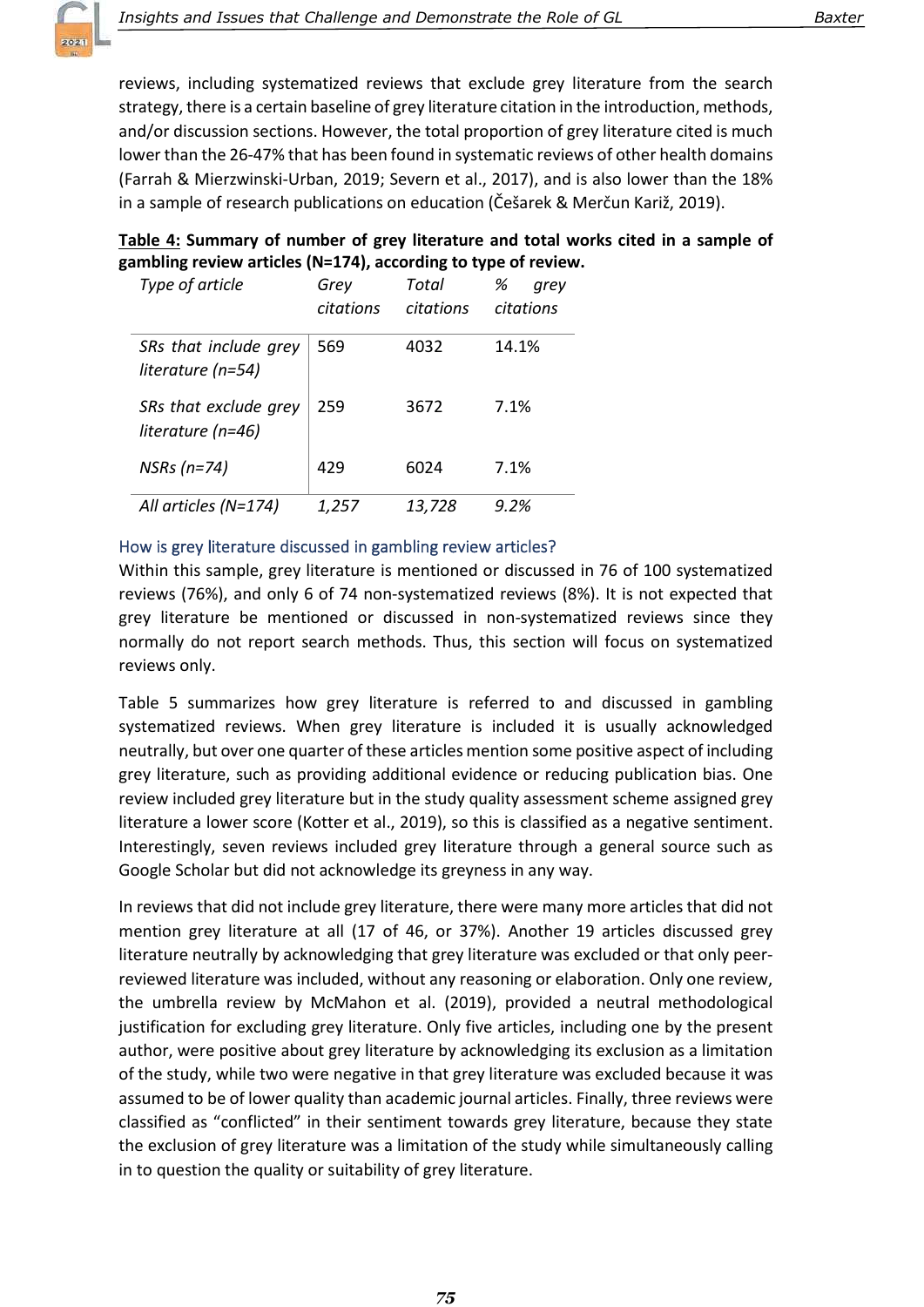reviews, including systematized reviews that exclude grey literature from the search strategy, there is a certain baseline of grey literature citation in the introduction, methods, and/or discussion sections. However, the total proportion of grey literature cited is much lower than the 26-47% that has been found in systematic reviews of other health domains (Farrah & Mierzwinski-Urban, 2019; Severn et al., 2017), and is also lower than the 18% in a sample of research publications on education (Češarek & Merčun Kariž, 2019).

**Table 4: Summary of number of grey literature and total works cited in a sample of gambling review articles (N=174), according to type of review.**

| *Type of article* | *Grey citations* | *Total citations* | *% grey citations* |
|---|---|---|---|
| *SRs that include grey literature (n=54)* | 569 | 4032 | 14.1% |
| *SRs that exclude grey literature (n=46)* | 259 | 3672 | 7.1% |
| *NSRs (n=74)* | 429 | 6024 | 7.1% |
| *All articles (N=174)* | *1,257* | *13,728* | *9.2%* |

### How is grey literature discussed in gambling review articles?

Within this sample, grey literature is mentioned or discussed in 76 of 100 systematized reviews (76%), and only 6 of 74 non-systematized reviews (8%). It is not expected that grey literature be mentioned or discussed in non-systematized reviews since they normally do not report search methods. Thus, this section will focus on systematized reviews only.

Table 5 summarizes how grey literature is referred to and discussed in gambling systematized reviews. When grey literature is included it is usually acknowledged neutrally, but over one quarter of these articles mention some positive aspect of including grey literature, such as providing additional evidence or reducing publication bias. One review included grey literature but in the study quality assessment scheme assigned grey literature a lower score (Kotter et al., 2019), so this is classified as a negative sentiment. Interestingly, seven reviews included grey literature through a general source such as Google Scholar but did not acknowledge its greyness in any way.

In reviews that did not include grey literature, there were many more articles that did not mention grey literature at all (17 of 46, or 37%). Another 19 articles discussed grey literature neutrally by acknowledging that grey literature was excluded or that only peer-reviewed literature was included, without any reasoning or elaboration. Only one review, the umbrella review by McMahon et al. (2019), provided a neutral methodological justification for excluding grey literature. Only five articles, including one by the present author, were positive about grey literature by acknowledging its exclusion as a limitation of the study, while two were negative in that grey literature was excluded because it was assumed to be of lower quality than academic journal articles. Finally, three reviews were classified as "conflicted" in their sentiment towards grey literature, because they state the exclusion of grey literature was a limitation of the study while simultaneously calling in to question the quality or suitability of grey literature.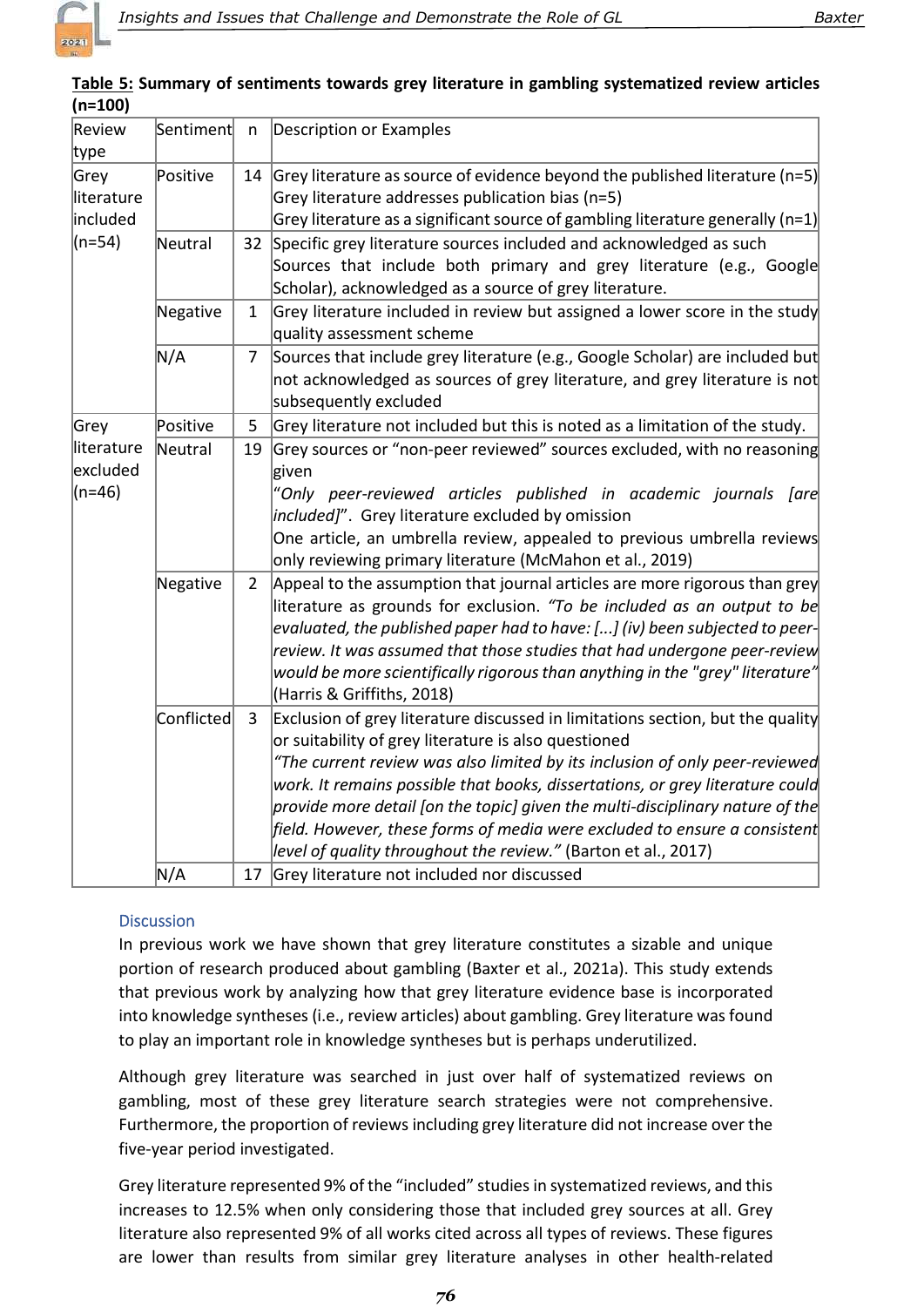**Table 5: Summary of sentiments towards grey literature in gambling systematized review articles (n=100)**

| Review type | Sentiment | n | Description or Examples |
|---|---|---|---|
| Grey literature included (n=54) | Positive | 14 | Grey literature as source of evidence beyond the published literature (n=5)<br>Grey literature addresses publication bias (n=5)<br>Grey literature as a significant source of gambling literature generally (n=1) |
| | Neutral | 32 | Specific grey literature sources included and acknowledged as such<br>Sources that include both primary and grey literature (e.g., Google Scholar), acknowledged as a source of grey literature. |
| | Negative | 1 | Grey literature included in review but assigned a lower score in the study quality assessment scheme |
| | N/A | 7 | Sources that include grey literature (e.g., Google Scholar) are included but not acknowledged as sources of grey literature, and grey literature is not subsequently excluded |
| Grey literature excluded (n=46) | Positive | 5 | Grey literature not included but this is noted as a limitation of the study. |
| | Neutral | 19 | Grey sources or "non-peer reviewed" sources excluded, with no reasoning given<br>"*Only peer-reviewed articles published in academic journals [are included]*". Grey literature excluded by omission<br>One article, an umbrella review, appealed to previous umbrella reviews only reviewing primary literature (McMahon et al., 2019) |
| | Negative | 2 | Appeal to the assumption that journal articles are more rigorous than grey literature as grounds for exclusion. *"To be included as an output to be evaluated, the published paper had to have: [...] (iv) been subjected to peer-review. It was assumed that those studies that had undergone peer-review would be more scientifically rigorous than anything in the "grey" literature"* (Harris & Griffiths, 2018) |
| | Conflicted | 3 | Exclusion of grey literature discussed in limitations section, but the quality or suitability of grey literature is also questioned<br>*"The current review was also limited by its inclusion of only peer-reviewed work. It remains possible that books, dissertations, or grey literature could provide more detail [on the topic] given the multi-disciplinary nature of the field. However, these forms of media were excluded to ensure a consistent level of quality throughout the review."* (Barton et al., 2017) |
| | N/A | 17 | Grey literature not included nor discussed |

## Discussion

In previous work we have shown that grey literature constitutes a sizable and unique portion of research produced about gambling (Baxter et al., 2021a). This study extends that previous work by analyzing how that grey literature evidence base is incorporated into knowledge syntheses (i.e., review articles) about gambling. Grey literature was found to play an important role in knowledge syntheses but is perhaps underutilized.

Although grey literature was searched in just over half of systematized reviews on gambling, most of these grey literature search strategies were not comprehensive. Furthermore, the proportion of reviews including grey literature did not increase over the five-year period investigated.

Grey literature represented 9% of the "included" studies in systematized reviews, and this increases to 12.5% when only considering those that included grey sources at all. Grey literature also represented 9% of all works cited across all types of reviews. These figures are lower than results from similar grey literature analyses in other health-related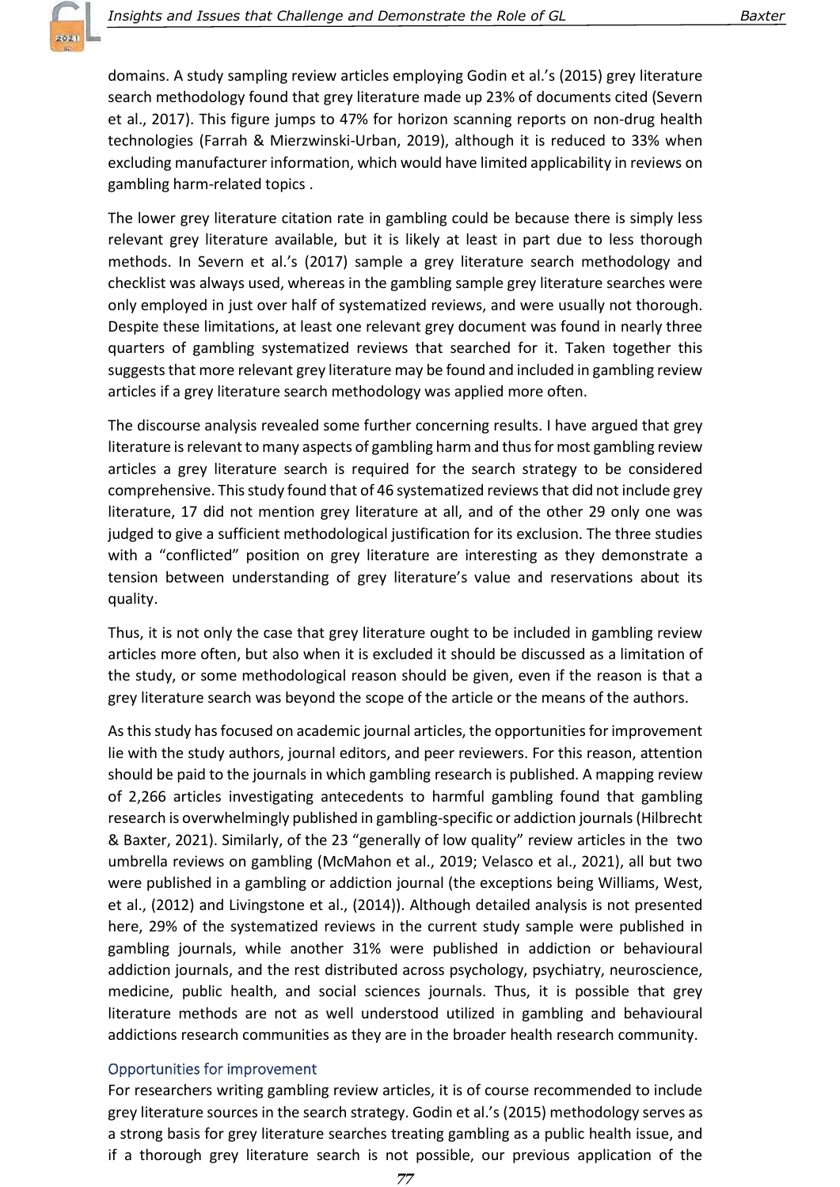domains. A study sampling review articles employing Godin et al.'s (2015) grey literature search methodology found that grey literature made up 23% of documents cited (Severn et al., 2017). This figure jumps to 47% for horizon scanning reports on non-drug health technologies (Farrah & Mierzwinski-Urban, 2019), although it is reduced to 33% when excluding manufacturer information, which would have limited applicability in reviews on gambling harm-related topics .

The lower grey literature citation rate in gambling could be because there is simply less relevant grey literature available, but it is likely at least in part due to less thorough methods. In Severn et al.'s (2017) sample a grey literature search methodology and checklist was always used, whereas in the gambling sample grey literature searches were only employed in just over half of systematized reviews, and were usually not thorough. Despite these limitations, at least one relevant grey document was found in nearly three quarters of gambling systematized reviews that searched for it. Taken together this suggests that more relevant grey literature may be found and included in gambling review articles if a grey literature search methodology was applied more often.

The discourse analysis revealed some further concerning results. I have argued that grey literature is relevant to many aspects of gambling harm and thus for most gambling review articles a grey literature search is required for the search strategy to be considered comprehensive. This study found that of 46 systematized reviews that did not include grey literature, 17 did not mention grey literature at all, and of the other 29 only one was judged to give a sufficient methodological justification for its exclusion. The three studies with a "conflicted" position on grey literature are interesting as they demonstrate a tension between understanding of grey literature's value and reservations about its quality.

Thus, it is not only the case that grey literature ought to be included in gambling review articles more often, but also when it is excluded it should be discussed as a limitation of the study, or some methodological reason should be given, even if the reason is that a grey literature search was beyond the scope of the article or the means of the authors.

As this study has focused on academic journal articles, the opportunities for improvement lie with the study authors, journal editors, and peer reviewers. For this reason, attention should be paid to the journals in which gambling research is published. A mapping review of 2,266 articles investigating antecedents to harmful gambling found that gambling research is overwhelmingly published in gambling-specific or addiction journals (Hilbrecht & Baxter, 2021). Similarly, of the 23 "generally of low quality" review articles in the two umbrella reviews on gambling (McMahon et al., 2019; Velasco et al., 2021), all but two were published in a gambling or addiction journal (the exceptions being Williams, West, et al., (2012) and Livingstone et al., (2014)). Although detailed analysis is not presented here, 29% of the systematized reviews in the current study sample were published in gambling journals, while another 31% were published in addiction or behavioural addiction journals, and the rest distributed across psychology, psychiatry, neuroscience, medicine, public health, and social sciences journals. Thus, it is possible that grey literature methods are not as well understood utilized in gambling and behavioural addictions research communities as they are in the broader health research community.

### Opportunities for improvement

For researchers writing gambling review articles, it is of course recommended to include grey literature sources in the search strategy. Godin et al.'s (2015) methodology serves as a strong basis for grey literature searches treating gambling as a public health issue, and if a thorough grey literature search is not possible, our previous application of the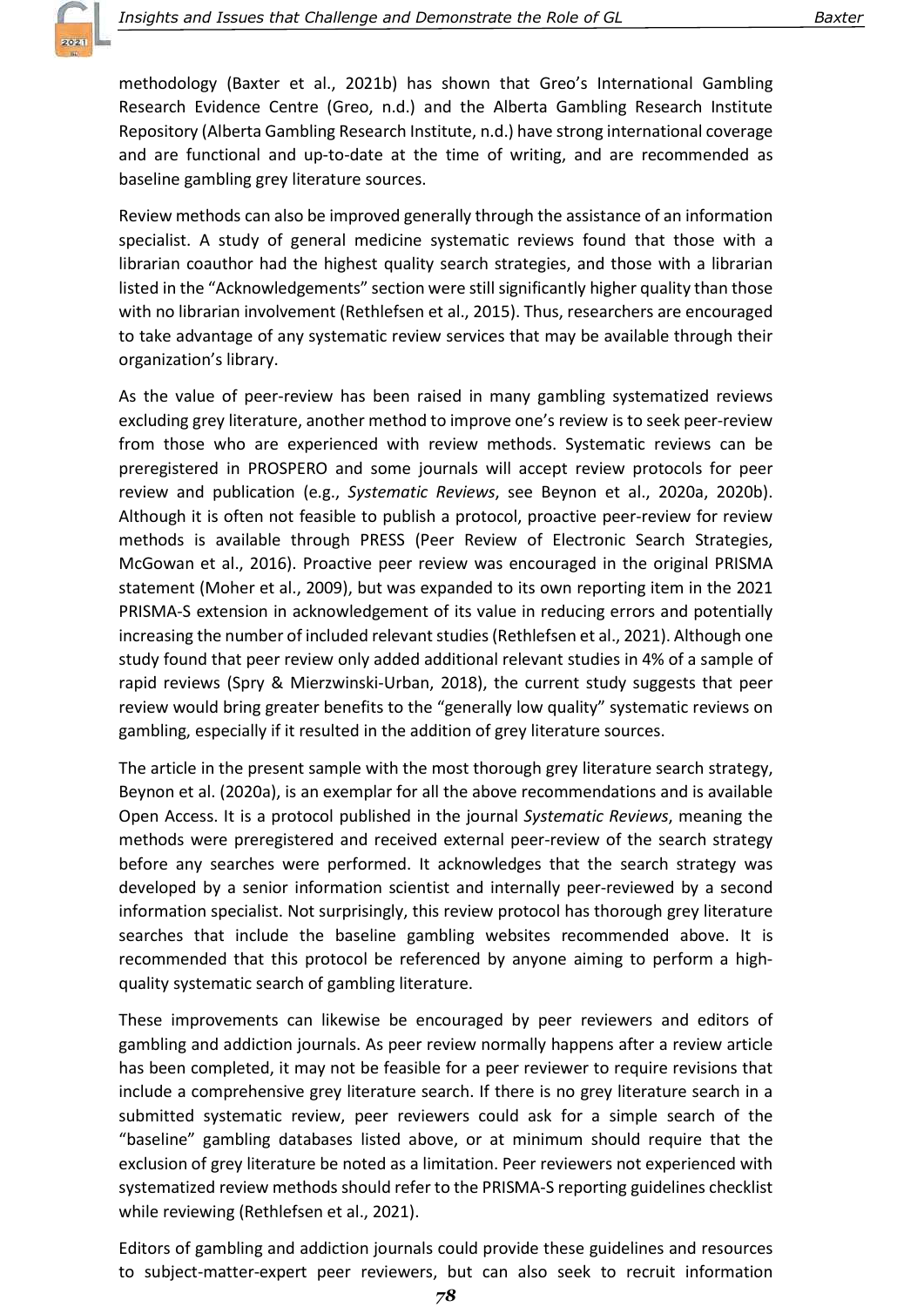methodology (Baxter et al., 2021b) has shown that Greo's International Gambling Research Evidence Centre (Greo, n.d.) and the Alberta Gambling Research Institute Repository (Alberta Gambling Research Institute, n.d.) have strong international coverage and are functional and up-to-date at the time of writing, and are recommended as baseline gambling grey literature sources.

Review methods can also be improved generally through the assistance of an information specialist. A study of general medicine systematic reviews found that those with a librarian coauthor had the highest quality search strategies, and those with a librarian listed in the "Acknowledgements" section were still significantly higher quality than those with no librarian involvement (Rethlefsen et al., 2015). Thus, researchers are encouraged to take advantage of any systematic review services that may be available through their organization's library.

As the value of peer-review has been raised in many gambling systematized reviews excluding grey literature, another method to improve one's review is to seek peer-review from those who are experienced with review methods. Systematic reviews can be preregistered in PROSPERO and some journals will accept review protocols for peer review and publication (e.g., *Systematic Reviews*, see Beynon et al., 2020a, 2020b). Although it is often not feasible to publish a protocol, proactive peer-review for review methods is available through PRESS (Peer Review of Electronic Search Strategies, McGowan et al., 2016). Proactive peer review was encouraged in the original PRISMA statement (Moher et al., 2009), but was expanded to its own reporting item in the 2021 PRISMA-S extension in acknowledgement of its value in reducing errors and potentially increasing the number of included relevant studies (Rethlefsen et al., 2021). Although one study found that peer review only added additional relevant studies in 4% of a sample of rapid reviews (Spry & Mierzwinski-Urban, 2018), the current study suggests that peer review would bring greater benefits to the "generally low quality" systematic reviews on gambling, especially if it resulted in the addition of grey literature sources.

The article in the present sample with the most thorough grey literature search strategy, Beynon et al. (2020a), is an exemplar for all the above recommendations and is available Open Access. It is a protocol published in the journal *Systematic Reviews*, meaning the methods were preregistered and received external peer-review of the search strategy before any searches were performed. It acknowledges that the search strategy was developed by a senior information scientist and internally peer-reviewed by a second information specialist. Not surprisingly, this review protocol has thorough grey literature searches that include the baseline gambling websites recommended above. It is recommended that this protocol be referenced by anyone aiming to perform a high-quality systematic search of gambling literature.

These improvements can likewise be encouraged by peer reviewers and editors of gambling and addiction journals. As peer review normally happens after a review article has been completed, it may not be feasible for a peer reviewer to require revisions that include a comprehensive grey literature search. If there is no grey literature search in a submitted systematic review, peer reviewers could ask for a simple search of the "baseline" gambling databases listed above, or at minimum should require that the exclusion of grey literature be noted as a limitation. Peer reviewers not experienced with systematized review methods should refer to the PRISMA-S reporting guidelines checklist while reviewing (Rethlefsen et al., 2021).

Editors of gambling and addiction journals could provide these guidelines and resources to subject-matter-expert peer reviewers, but can also seek to recruit information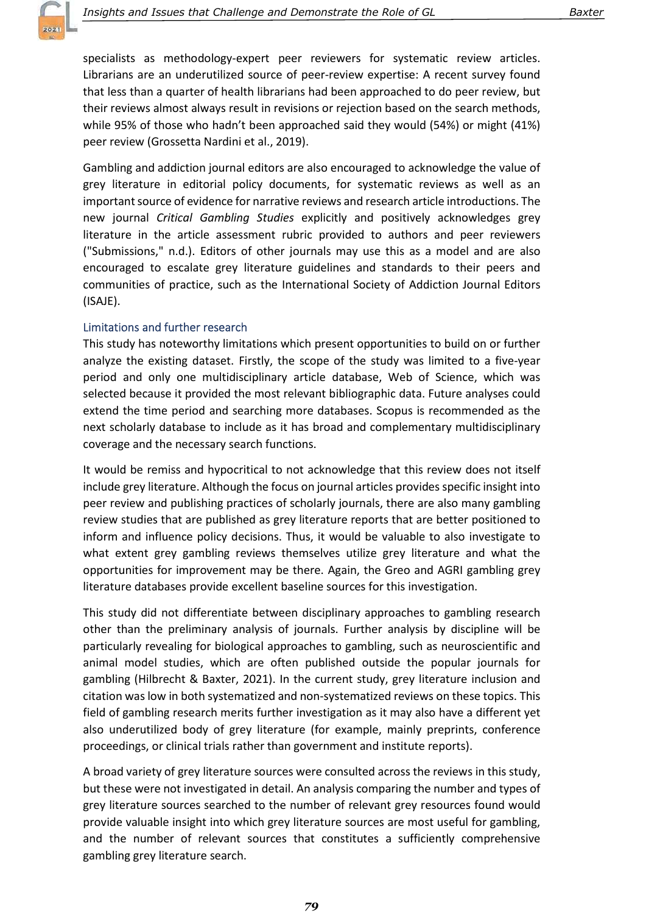specialists as methodology-expert peer reviewers for systematic review articles. Librarians are an underutilized source of peer-review expertise: A recent survey found that less than a quarter of health librarians had been approached to do peer review, but their reviews almost always result in revisions or rejection based on the search methods, while 95% of those who hadn't been approached said they would (54%) or might (41%) peer review (Grossetta Nardini et al., 2019).

Gambling and addiction journal editors are also encouraged to acknowledge the value of grey literature in editorial policy documents, for systematic reviews as well as an important source of evidence for narrative reviews and research article introductions. The new journal *Critical Gambling Studies* explicitly and positively acknowledges grey literature in the article assessment rubric provided to authors and peer reviewers ("Submissions," n.d.). Editors of other journals may use this as a model and are also encouraged to escalate grey literature guidelines and standards to their peers and communities of practice, such as the International Society of Addiction Journal Editors (ISAJE).

### Limitations and further research

This study has noteworthy limitations which present opportunities to build on or further analyze the existing dataset. Firstly, the scope of the study was limited to a five-year period and only one multidisciplinary article database, Web of Science, which was selected because it provided the most relevant bibliographic data. Future analyses could extend the time period and searching more databases. Scopus is recommended as the next scholarly database to include as it has broad and complementary multidisciplinary coverage and the necessary search functions.

It would be remiss and hypocritical to not acknowledge that this review does not itself include grey literature. Although the focus on journal articles provides specific insight into peer review and publishing practices of scholarly journals, there are also many gambling review studies that are published as grey literature reports that are better positioned to inform and influence policy decisions. Thus, it would be valuable to also investigate to what extent grey gambling reviews themselves utilize grey literature and what the opportunities for improvement may be there. Again, the Greo and AGRI gambling grey literature databases provide excellent baseline sources for this investigation.

This study did not differentiate between disciplinary approaches to gambling research other than the preliminary analysis of journals. Further analysis by discipline will be particularly revealing for biological approaches to gambling, such as neuroscientific and animal model studies, which are often published outside the popular journals for gambling (Hilbrecht & Baxter, 2021). In the current study, grey literature inclusion and citation was low in both systematized and non-systematized reviews on these topics. This field of gambling research merits further investigation as it may also have a different yet also underutilized body of grey literature (for example, mainly preprints, conference proceedings, or clinical trials rather than government and institute reports).

A broad variety of grey literature sources were consulted across the reviews in this study, but these were not investigated in detail. An analysis comparing the number and types of grey literature sources searched to the number of relevant grey resources found would provide valuable insight into which grey literature sources are most useful for gambling, and the number of relevant sources that constitutes a sufficiently comprehensive gambling grey literature search.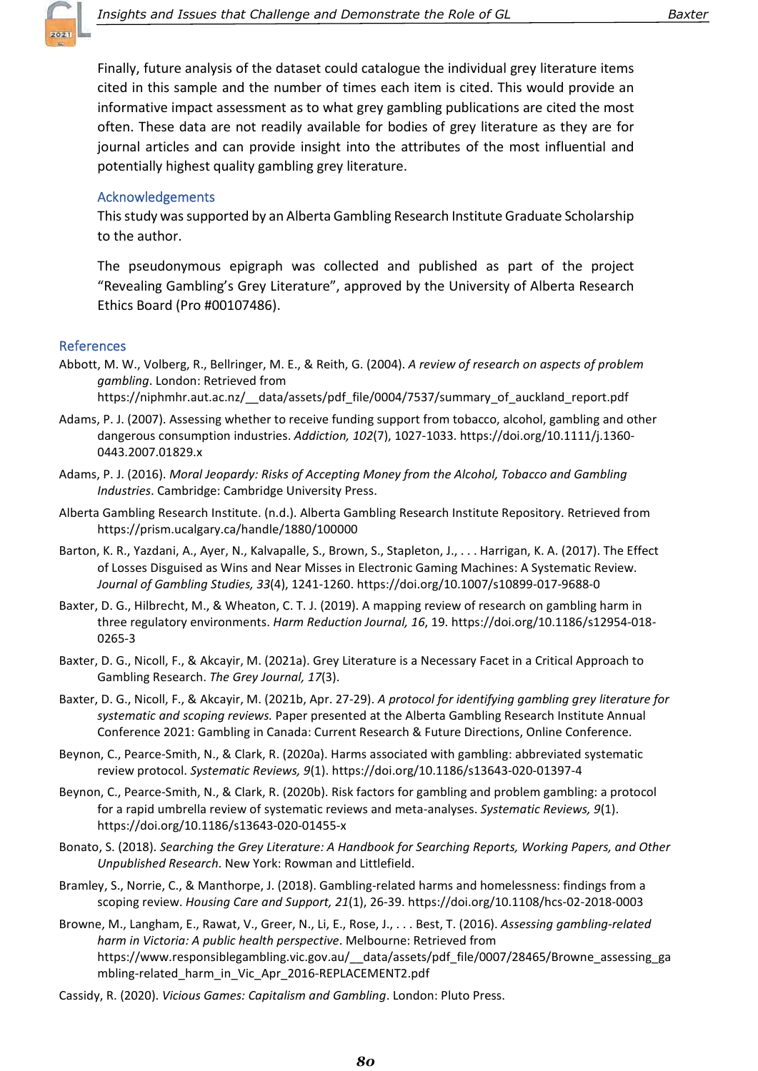Finally, future analysis of the dataset could catalogue the individual grey literature items cited in this sample and the number of times each item is cited. This would provide an informative impact assessment as to what grey gambling publications are cited the most often. These data are not readily available for bodies of grey literature as they are for journal articles and can provide insight into the attributes of the most influential and potentially highest quality gambling grey literature.

## Acknowledgements

This study was supported by an Alberta Gambling Research Institute Graduate Scholarship to the author.

The pseudonymous epigraph was collected and published as part of the project "Revealing Gambling's Grey Literature", approved by the University of Alberta Research Ethics Board (Pro #00107486).

## References

Abbott, M. W., Volberg, R., Bellringer, M. E., & Reith, G. (2004). *A review of research on aspects of problem gambling*. London: Retrieved from https://niphmhr.aut.ac.nz/__data/assets/pdf_file/0004/7537/summary_of_auckland_report.pdf

Adams, P. J. (2007). Assessing whether to receive funding support from tobacco, alcohol, gambling and other dangerous consumption industries. *Addiction, 102*(7), 1027-1033. https://doi.org/10.1111/j.1360-0443.2007.01829.x

Adams, P. J. (2016). *Moral Jeopardy: Risks of Accepting Money from the Alcohol, Tobacco and Gambling Industries*. Cambridge: Cambridge University Press.

Alberta Gambling Research Institute. (n.d.). Alberta Gambling Research Institute Repository. Retrieved from https://prism.ucalgary.ca/handle/1880/100000

Barton, K. R., Yazdani, A., Ayer, N., Kalvapalle, S., Brown, S., Stapleton, J., . . . Harrigan, K. A. (2017). The Effect of Losses Disguised as Wins and Near Misses in Electronic Gaming Machines: A Systematic Review. *Journal of Gambling Studies, 33*(4), 1241-1260. https://doi.org/10.1007/s10899-017-9688-0

Baxter, D. G., Hilbrecht, M., & Wheaton, C. T. J. (2019). A mapping review of research on gambling harm in three regulatory environments. *Harm Reduction Journal, 16*, 19. https://doi.org/10.1186/s12954-018-0265-3

Baxter, D. G., Nicoll, F., & Akcayir, M. (2021a). Grey Literature is a Necessary Facet in a Critical Approach to Gambling Research. *The Grey Journal, 17*(3).

Baxter, D. G., Nicoll, F., & Akcayir, M. (2021b, Apr. 27-29). *A protocol for identifying gambling grey literature for systematic and scoping reviews.* Paper presented at the Alberta Gambling Research Institute Annual Conference 2021: Gambling in Canada: Current Research & Future Directions, Online Conference.

Beynon, C., Pearce-Smith, N., & Clark, R. (2020a). Harms associated with gambling: abbreviated systematic review protocol. *Systematic Reviews, 9*(1). https://doi.org/10.1186/s13643-020-01397-4

Beynon, C., Pearce-Smith, N., & Clark, R. (2020b). Risk factors for gambling and problem gambling: a protocol for a rapid umbrella review of systematic reviews and meta-analyses. *Systematic Reviews, 9*(1). https://doi.org/10.1186/s13643-020-01455-x

Bonato, S. (2018). *Searching the Grey Literature: A Handbook for Searching Reports, Working Papers, and Other Unpublished Research*. New York: Rowman and Littlefield.

Bramley, S., Norrie, C., & Manthorpe, J. (2018). Gambling-related harms and homelessness: findings from a scoping review. *Housing Care and Support, 21*(1), 26-39. https://doi.org/10.1108/hcs-02-2018-0003

Browne, M., Langham, E., Rawat, V., Greer, N., Li, E., Rose, J., . . . Best, T. (2016). *Assessing gambling-related harm in Victoria: A public health perspective*. Melbourne: Retrieved from https://www.responsiblegambling.vic.gov.au/__data/assets/pdf_file/0007/28465/Browne_assessing_gambling-related_harm_in_Vic_Apr_2016-REPLACEMENT2.pdf

Cassidy, R. (2020). *Vicious Games: Capitalism and Gambling*. London: Pluto Press.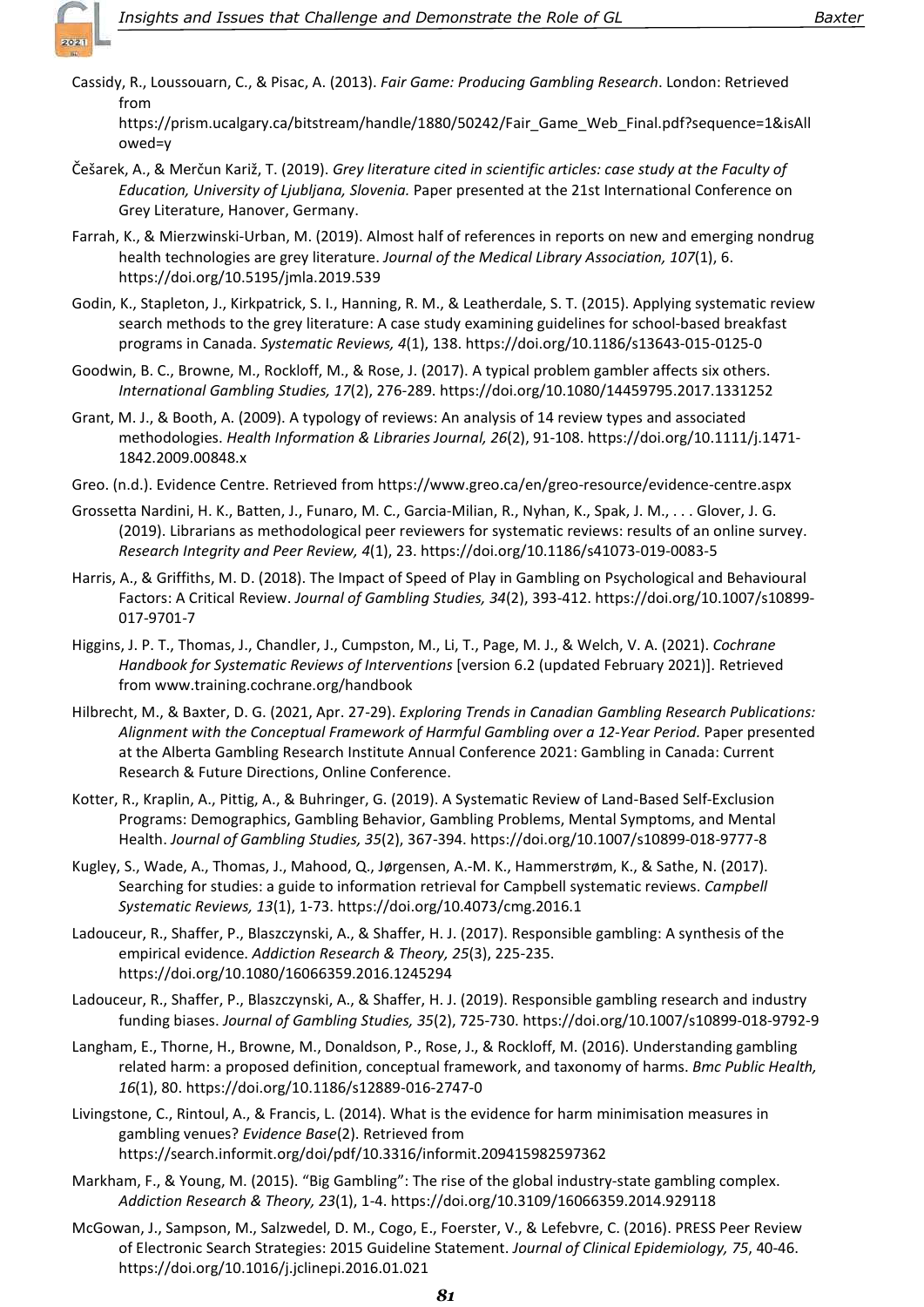Cassidy, R., Loussouarn, C., & Pisac, A. (2013). *Fair Game: Producing Gambling Research*. London: Retrieved from https://prism.ucalgary.ca/bitstream/handle/1880/50242/Fair_Game_Web_Final.pdf?sequence=1&isAllowed=y

Češarek, A., & Merčun Kariž, T. (2019). *Grey literature cited in scientific articles: case study at the Faculty of Education, University of Ljubljana, Slovenia.* Paper presented at the 21st International Conference on Grey Literature, Hanover, Germany.

Farrah, K., & Mierzwinski-Urban, M. (2019). Almost half of references in reports on new and emerging nondrug health technologies are grey literature. *Journal of the Medical Library Association, 107*(1), 6. https://doi.org/10.5195/jmla.2019.539

Godin, K., Stapleton, J., Kirkpatrick, S. I., Hanning, R. M., & Leatherdale, S. T. (2015). Applying systematic review search methods to the grey literature: A case study examining guidelines for school-based breakfast programs in Canada. *Systematic Reviews, 4*(1), 138. https://doi.org/10.1186/s13643-015-0125-0

Goodwin, B. C., Browne, M., Rockloff, M., & Rose, J. (2017). A typical problem gambler affects six others. *International Gambling Studies, 17*(2), 276-289. https://doi.org/10.1080/14459795.2017.1331252

Grant, M. J., & Booth, A. (2009). A typology of reviews: An analysis of 14 review types and associated methodologies. *Health Information & Libraries Journal, 26*(2), 91-108. https://doi.org/10.1111/j.1471-1842.2009.00848.x

Greo. (n.d.). Evidence Centre. Retrieved from https://www.greo.ca/en/greo-resource/evidence-centre.aspx

Grossetta Nardini, H. K., Batten, J., Funaro, M. C., Garcia-Milian, R., Nyhan, K., Spak, J. M., . . . Glover, J. G. (2019). Librarians as methodological peer reviewers for systematic reviews: results of an online survey. *Research Integrity and Peer Review, 4*(1), 23. https://doi.org/10.1186/s41073-019-0083-5

Harris, A., & Griffiths, M. D. (2018). The Impact of Speed of Play in Gambling on Psychological and Behavioural Factors: A Critical Review. *Journal of Gambling Studies, 34*(2), 393-412. https://doi.org/10.1007/s10899-017-9701-7

Higgins, J. P. T., Thomas, J., Chandler, J., Cumpston, M., Li, T., Page, M. J., & Welch, V. A. (2021). *Cochrane Handbook for Systematic Reviews of Interventions* [version 6.2 (updated February 2021)]. Retrieved from www.training.cochrane.org/handbook

Hilbrecht, M., & Baxter, D. G. (2021, Apr. 27-29). *Exploring Trends in Canadian Gambling Research Publications: Alignment with the Conceptual Framework of Harmful Gambling over a 12-Year Period.* Paper presented at the Alberta Gambling Research Institute Annual Conference 2021: Gambling in Canada: Current Research & Future Directions, Online Conference.

Kotter, R., Kraplin, A., Pittig, A., & Buhringer, G. (2019). A Systematic Review of Land-Based Self-Exclusion Programs: Demographics, Gambling Behavior, Gambling Problems, Mental Symptoms, and Mental Health. *Journal of Gambling Studies, 35*(2), 367-394. https://doi.org/10.1007/s10899-018-9777-8

Kugley, S., Wade, A., Thomas, J., Mahood, Q., Jørgensen, A.-M. K., Hammerstrøm, K., & Sathe, N. (2017). Searching for studies: a guide to information retrieval for Campbell systematic reviews. *Campbell Systematic Reviews, 13*(1), 1-73. https://doi.org/10.4073/cmg.2016.1

Ladouceur, R., Shaffer, P., Blaszczynski, A., & Shaffer, H. J. (2017). Responsible gambling: A synthesis of the empirical evidence. *Addiction Research & Theory, 25*(3), 225-235. https://doi.org/10.1080/16066359.2016.1245294

Ladouceur, R., Shaffer, P., Blaszczynski, A., & Shaffer, H. J. (2019). Responsible gambling research and industry funding biases. *Journal of Gambling Studies, 35*(2), 725-730. https://doi.org/10.1007/s10899-018-9792-9

Langham, E., Thorne, H., Browne, M., Donaldson, P., Rose, J., & Rockloff, M. (2016). Understanding gambling related harm: a proposed definition, conceptual framework, and taxonomy of harms. *Bmc Public Health, 16*(1), 80. https://doi.org/10.1186/s12889-016-2747-0

Livingstone, C., Rintoul, A., & Francis, L. (2014). What is the evidence for harm minimisation measures in gambling venues? *Evidence Base*(2). Retrieved from https://search.informit.org/doi/pdf/10.3316/informit.209415982597362

Markham, F., & Young, M. (2015). "Big Gambling": The rise of the global industry-state gambling complex. *Addiction Research & Theory, 23*(1), 1-4. https://doi.org/10.3109/16066359.2014.929118

McGowan, J., Sampson, M., Salzwedel, D. M., Cogo, E., Foerster, V., & Lefebvre, C. (2016). PRESS Peer Review of Electronic Search Strategies: 2015 Guideline Statement. *Journal of Clinical Epidemiology, 75*, 40-46. https://doi.org/10.1016/j.jclinepi.2016.01.021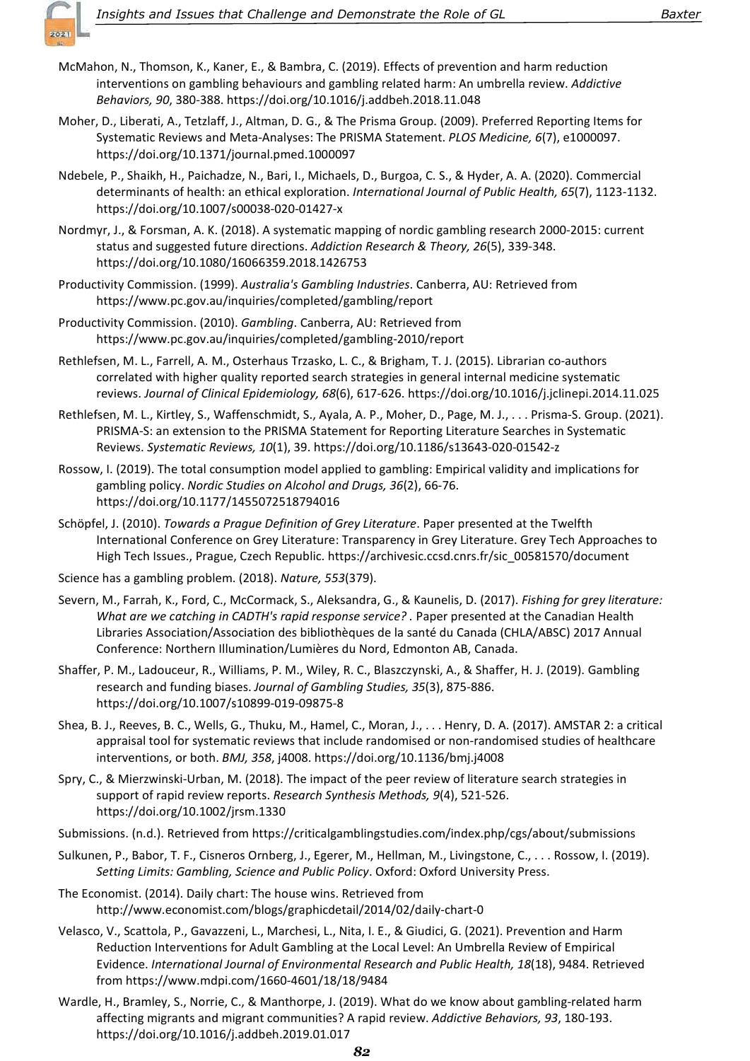McMahon, N., Thomson, K., Kaner, E., & Bambra, C. (2019). Effects of prevention and harm reduction interventions on gambling behaviours and gambling related harm: An umbrella review. *Addictive Behaviors, 90*, 380-388. https://doi.org/10.1016/j.addbeh.2018.11.048

Moher, D., Liberati, A., Tetzlaff, J., Altman, D. G., & The Prisma Group. (2009). Preferred Reporting Items for Systematic Reviews and Meta-Analyses: The PRISMA Statement. *PLOS Medicine, 6*(7), e1000097. https://doi.org/10.1371/journal.pmed.1000097

Ndebele, P., Shaikh, H., Paichadze, N., Bari, I., Michaels, D., Burgoa, C. S., & Hyder, A. A. (2020). Commercial determinants of health: an ethical exploration. *International Journal of Public Health, 65*(7), 1123-1132. https://doi.org/10.1007/s00038-020-01427-x

Nordmyr, J., & Forsman, A. K. (2018). A systematic mapping of nordic gambling research 2000-2015: current status and suggested future directions. *Addiction Research & Theory, 26*(5), 339-348. https://doi.org/10.1080/16066359.2018.1426753

Productivity Commission. (1999). *Australia's Gambling Industries*. Canberra, AU: Retrieved from https://www.pc.gov.au/inquiries/completed/gambling/report

Productivity Commission. (2010). *Gambling*. Canberra, AU: Retrieved from https://www.pc.gov.au/inquiries/completed/gambling-2010/report

Rethlefsen, M. L., Farrell, A. M., Osterhaus Trzasko, L. C., & Brigham, T. J. (2015). Librarian co-authors correlated with higher quality reported search strategies in general internal medicine systematic reviews. *Journal of Clinical Epidemiology, 68*(6), 617-626. https://doi.org/10.1016/j.jclinepi.2014.11.025

Rethlefsen, M. L., Kirtley, S., Waffenschmidt, S., Ayala, A. P., Moher, D., Page, M. J., . . . Prisma-S. Group. (2021). PRISMA-S: an extension to the PRISMA Statement for Reporting Literature Searches in Systematic Reviews. *Systematic Reviews, 10*(1), 39. https://doi.org/10.1186/s13643-020-01542-z

Rossow, I. (2019). The total consumption model applied to gambling: Empirical validity and implications for gambling policy. *Nordic Studies on Alcohol and Drugs, 36*(2), 66-76. https://doi.org/10.1177/1455072518794016

Schöpfel, J. (2010). *Towards a Prague Definition of Grey Literature*. Paper presented at the Twelfth International Conference on Grey Literature: Transparency in Grey Literature. Grey Tech Approaches to High Tech Issues., Prague, Czech Republic. https://archivesic.ccsd.cnrs.fr/sic_00581570/document

Science has a gambling problem. (2018). *Nature, 553*(379).

Severn, M., Farrah, K., Ford, C., McCormack, S., Aleksandra, G., & Kaunelis, D. (2017). *Fishing for grey literature: What are we catching in CADTH's rapid response service?* . Paper presented at the Canadian Health Libraries Association/Association des bibliothèques de la santé du Canada (CHLA/ABSC) 2017 Annual Conference: Northern Illumination/Lumières du Nord, Edmonton AB, Canada.

Shaffer, P. M., Ladouceur, R., Williams, P. M., Wiley, R. C., Blaszczynski, A., & Shaffer, H. J. (2019). Gambling research and funding biases. *Journal of Gambling Studies, 35*(3), 875-886. https://doi.org/10.1007/s10899-019-09875-8

Shea, B. J., Reeves, B. C., Wells, G., Thuku, M., Hamel, C., Moran, J., . . . Henry, D. A. (2017). AMSTAR 2: a critical appraisal tool for systematic reviews that include randomised or non-randomised studies of healthcare interventions, or both. *BMJ, 358*, j4008. https://doi.org/10.1136/bmj.j4008

Spry, C., & Mierzwinski-Urban, M. (2018). The impact of the peer review of literature search strategies in support of rapid review reports. *Research Synthesis Methods, 9*(4), 521-526. https://doi.org/10.1002/jrsm.1330

Submissions. (n.d.). Retrieved from https://criticalgamblingstudies.com/index.php/cgs/about/submissions

Sulkunen, P., Babor, T. F., Cisneros Ornberg, J., Egerer, M., Hellman, M., Livingstone, C., . . . Rossow, I. (2019). *Setting Limits: Gambling, Science and Public Policy*. Oxford: Oxford University Press.

The Economist. (2014). Daily chart: The house wins. Retrieved from http://www.economist.com/blogs/graphicdetail/2014/02/daily-chart-0

Velasco, V., Scattola, P., Gavazzeni, L., Marchesi, L., Nita, I. E., & Giudici, G. (2021). Prevention and Harm Reduction Interventions for Adult Gambling at the Local Level: An Umbrella Review of Empirical Evidence. *International Journal of Environmental Research and Public Health, 18*(18), 9484. Retrieved from https://www.mdpi.com/1660-4601/18/18/9484

Wardle, H., Bramley, S., Norrie, C., & Manthorpe, J. (2019). What do we know about gambling-related harm affecting migrants and migrant communities? A rapid review. *Addictive Behaviors, 93*, 180-193. https://doi.org/10.1016/j.addbeh.2019.01.017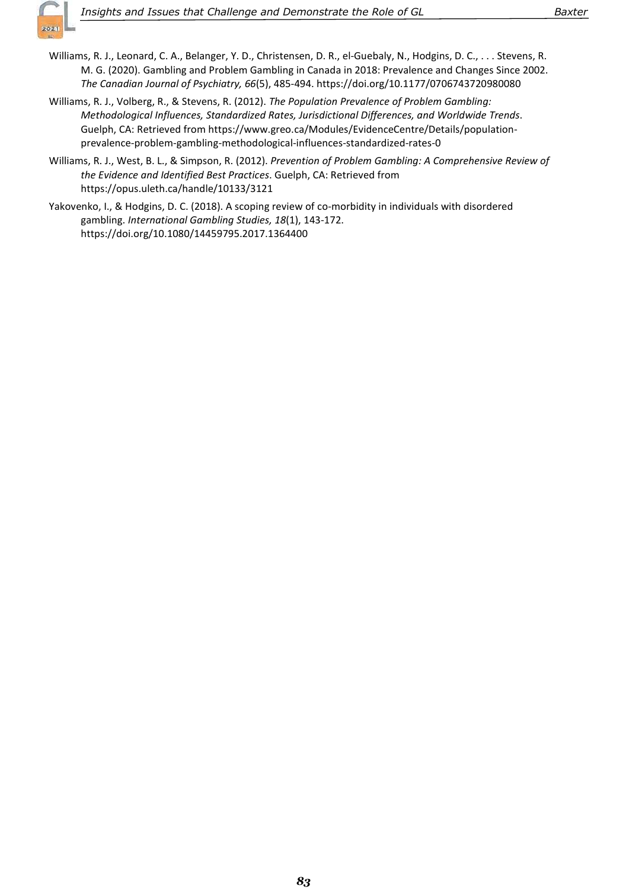Williams, R. J., Leonard, C. A., Belanger, Y. D., Christensen, D. R., el-Guebaly, N., Hodgins, D. C., . . . Stevens, R. M. G. (2020). Gambling and Problem Gambling in Canada in 2018: Prevalence and Changes Since 2002. *The Canadian Journal of Psychiatry, 66*(5), 485-494. https://doi.org/10.1177/0706743720980080

Williams, R. J., Volberg, R., & Stevens, R. (2012). *The Population Prevalence of Problem Gambling: Methodological Influences, Standardized Rates, Jurisdictional Differences, and Worldwide Trends*. Guelph, CA: Retrieved from https://www.greo.ca/Modules/EvidenceCentre/Details/population-prevalence-problem-gambling-methodological-influences-standardized-rates-0

Williams, R. J., West, B. L., & Simpson, R. (2012). *Prevention of Problem Gambling: A Comprehensive Review of the Evidence and Identified Best Practices*. Guelph, CA: Retrieved from https://opus.uleth.ca/handle/10133/3121

Yakovenko, I., & Hodgins, D. C. (2018). A scoping review of co-morbidity in individuals with disordered gambling. *International Gambling Studies, 18*(1), 143-172. https://doi.org/10.1080/14459795.2017.1364400